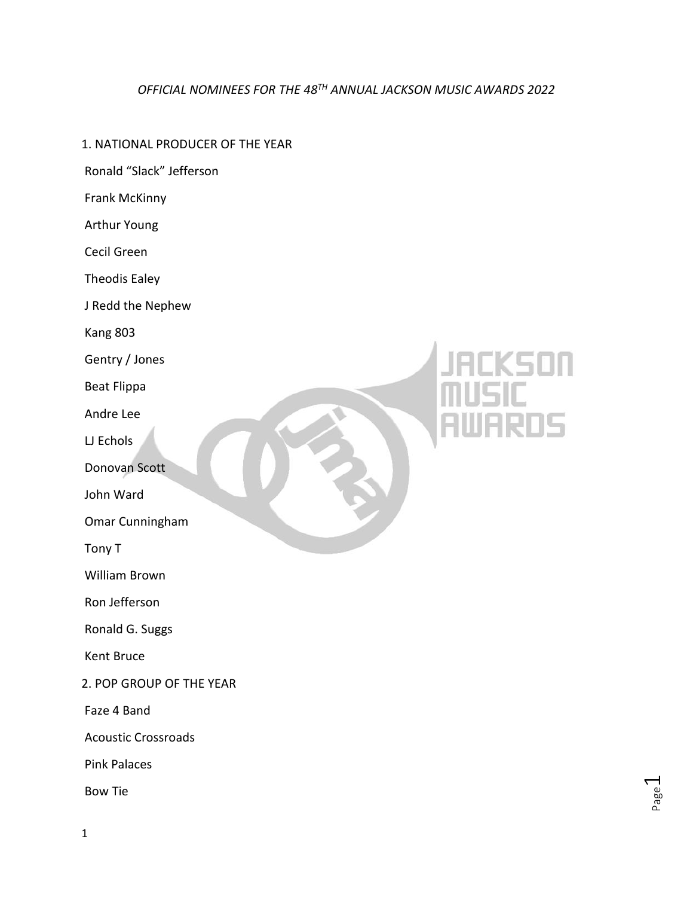*OFFICIAL NOMINEES FOR THE 48TH ANNUAL JACKSON MUSIC AWARDS 2022*

1. NATIONAL PRODUCER OF THE YEAR

Ronald "Slack" Jefferson

Frank McKinny

Arthur Young

Cecil Green

Theodis Ealey

J Redd the Nephew

Kang 803

Gentry / Jones

Beat Flippa

Andre Lee

LJ Echols

Donovan Scott

John Ward

Omar Cunningham

Tony T

William Brown

Ron Jefferson

Ronald G. Suggs

Kent Bruce

2. POP GROUP OF THE YEAR

Faze 4 Band

Acoustic Crossroads

Pink Palaces

Bow Tie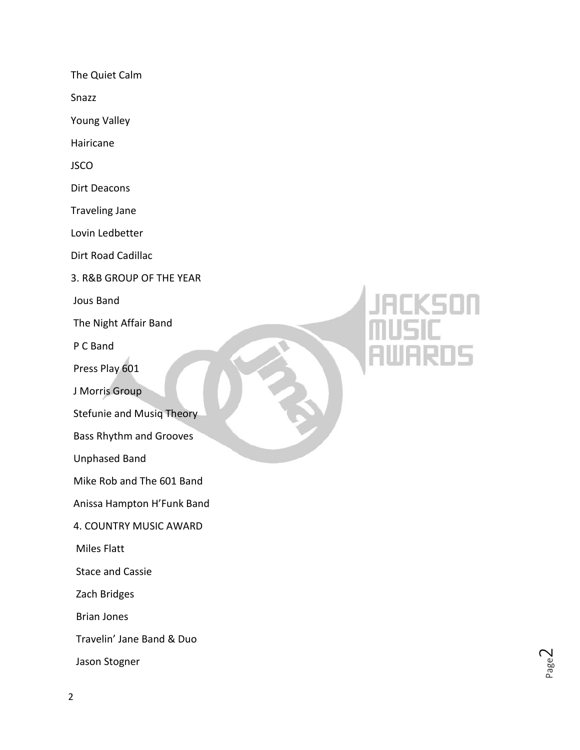The Quiet Calm

Snazz

Young Valley

Hairicane

JSCO

Dirt Deacons

Traveling Jane

Lovin Ledbetter

Dirt Road Cadillac

3. R&B GROUP OF THE YEAR

Jous Band

The Night Affair Band

P C Band

Press Play 601

J Morris Group

Stefunie and Musiq Theory

Bass Rhythm and Grooves

Unphased Band

Mike Rob and The 601 Band

Anissa Hampton H'Funk Band

4. COUNTRY MUSIC AWARD

Miles Flatt

Stace and Cassie

Zach Bridges

Brian Jones

Travelin' Jane Band & Duo

Jason Stogner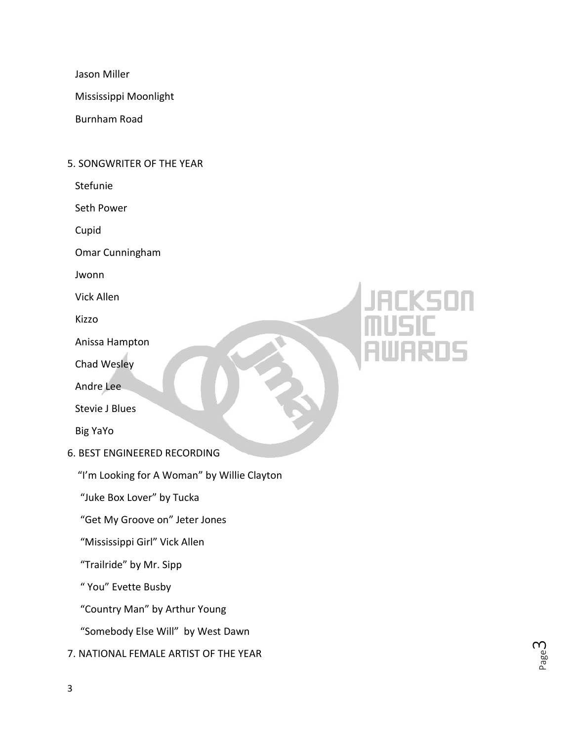Jason Miller

Mississippi Moonlight

Burnham Road

5. SONGWRITER OF THE YEAR

Stefunie

Seth Power

Cupid

Omar Cunningham

Jwonn

Vick Allen

Kizzo

Anissa Hampton

Chad Wesley

Andre Lee

Stevie J Blues

Big YaYo

6. BEST ENGINEERED RECORDING

"I'm Looking for A Woman" by Willie Clayton

"Juke Box Lover" by Tucka

"Get My Groove on" Jeter Jones

"Mississippi Girl" Vick Allen

"Trailride" by Mr. Sipp

" You" Evette Busby

"Country Man" by Arthur Young

"Somebody Else Will" by West Dawn

7. NATIONAL FEMALE ARTIST OF THE YEAR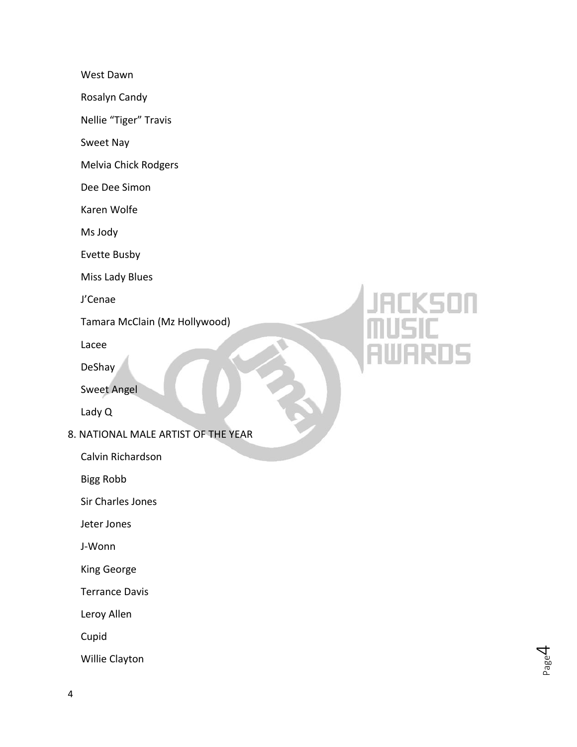- West Dawn
- Rosalyn Candy
- Nellie “Tiger” Travis
- Sweet Nay
- Melvia Chick Rodgers
- Dee Dee Simon
- Karen Wolfe
- Ms Jody
- Evette Busby
- Miss Lady Blues
- J’Cenae
- Tamara McClain (Mz Hollywood)
- Lacee
- DeShay
- Sweet Angel
- Lady Q

## 8. NATIONAL MALE ARTIST OF THE YEAR

- Calvin Richardson
- Bigg Robb
- Sir Charles Jones
- Jeter Jones
- J-Wonn
- King George
- Terrance Davis
- Leroy Allen
- Cupid
- Willie Clayton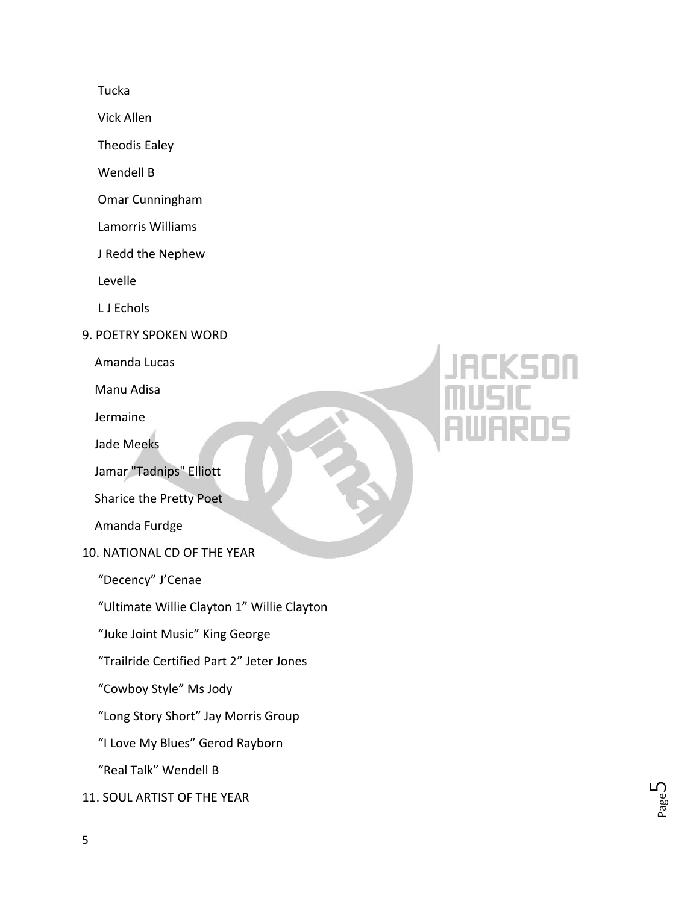Tucka

Vick Allen

Theodis Ealey

Wendell B

Omar Cunningham

Lamorris Williams

J Redd the Nephew

Levelle

L J Echols

9. POETRY SPOKEN WORD

Amanda Lucas

Manu Adisa

Jermaine

Jade Meeks

Jamar "Tadnips" Elliott

Sharice the Pretty Poet

Amanda Furdge

10. NATIONAL CD OF THE YEAR

"Decency" J'Cenae

"Ultimate Willie Clayton 1" Willie Clayton

"Juke Joint Music" King George

"Trailride Certified Part 2" Jeter Jones

"Cowboy Style" Ms Jody

"Long Story Short" Jay Morris Group

"I Love My Blues" Gerod Rayborn

"Real Talk" Wendell B

11. SOUL ARTIST OF THE YEAR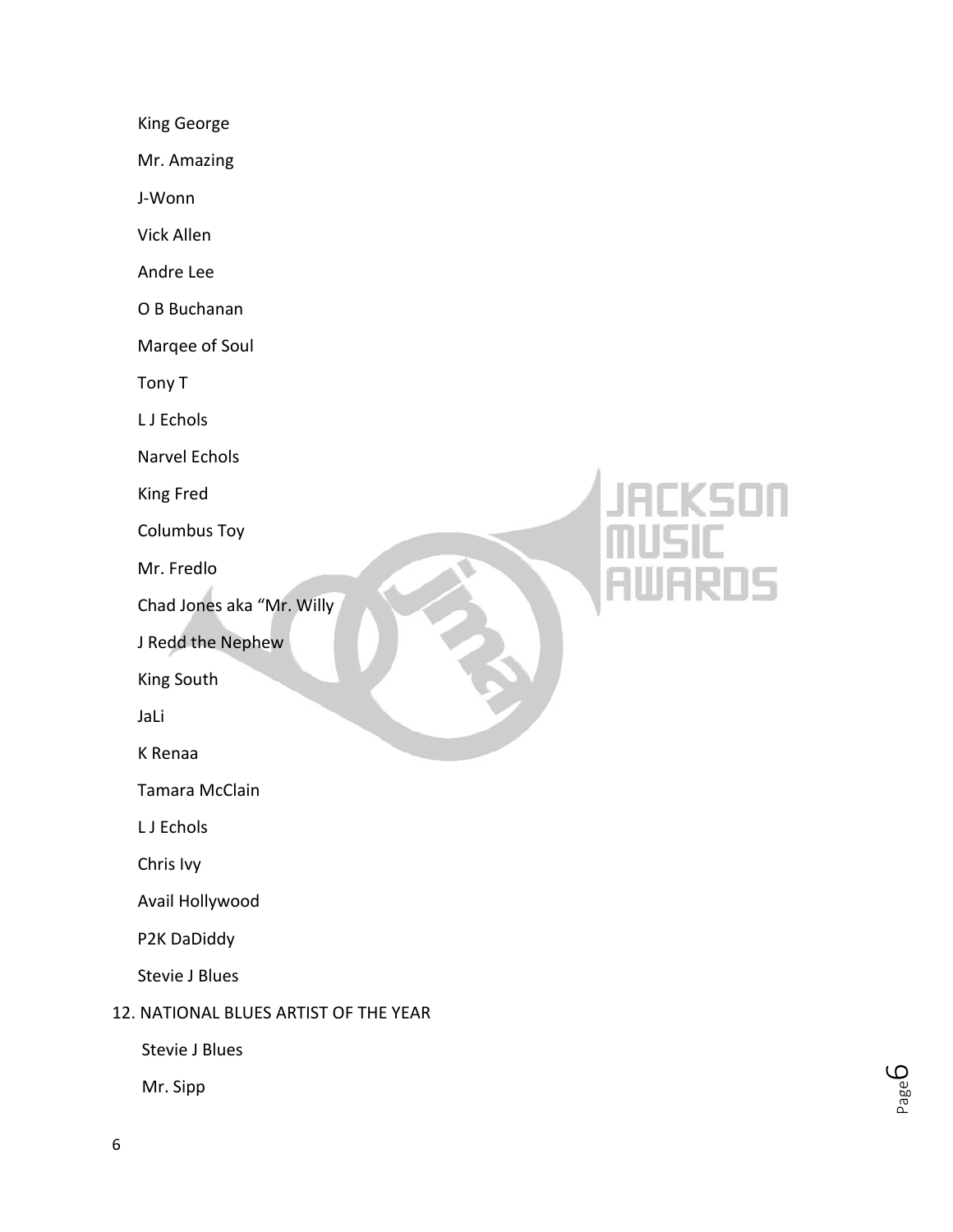King George

Mr. Amazing

J-Wonn

Vick Allen

Andre Lee

O B Buchanan

Marqee of Soul

Tony T

L J Echols

Narvel Echols

King Fred

Columbus Toy

Mr. Fredlo

Chad Jones aka "Mr. Willy

J Redd the Nephew

King South

JaLi

K Renaa

Tamara McClain

L J Echols

Chris Ivy

Avail Hollywood

P2K DaDiddy

Stevie J Blues

12. NATIONAL BLUES ARTIST OF THE YEAR

Stevie J Blues

Mr. Sipp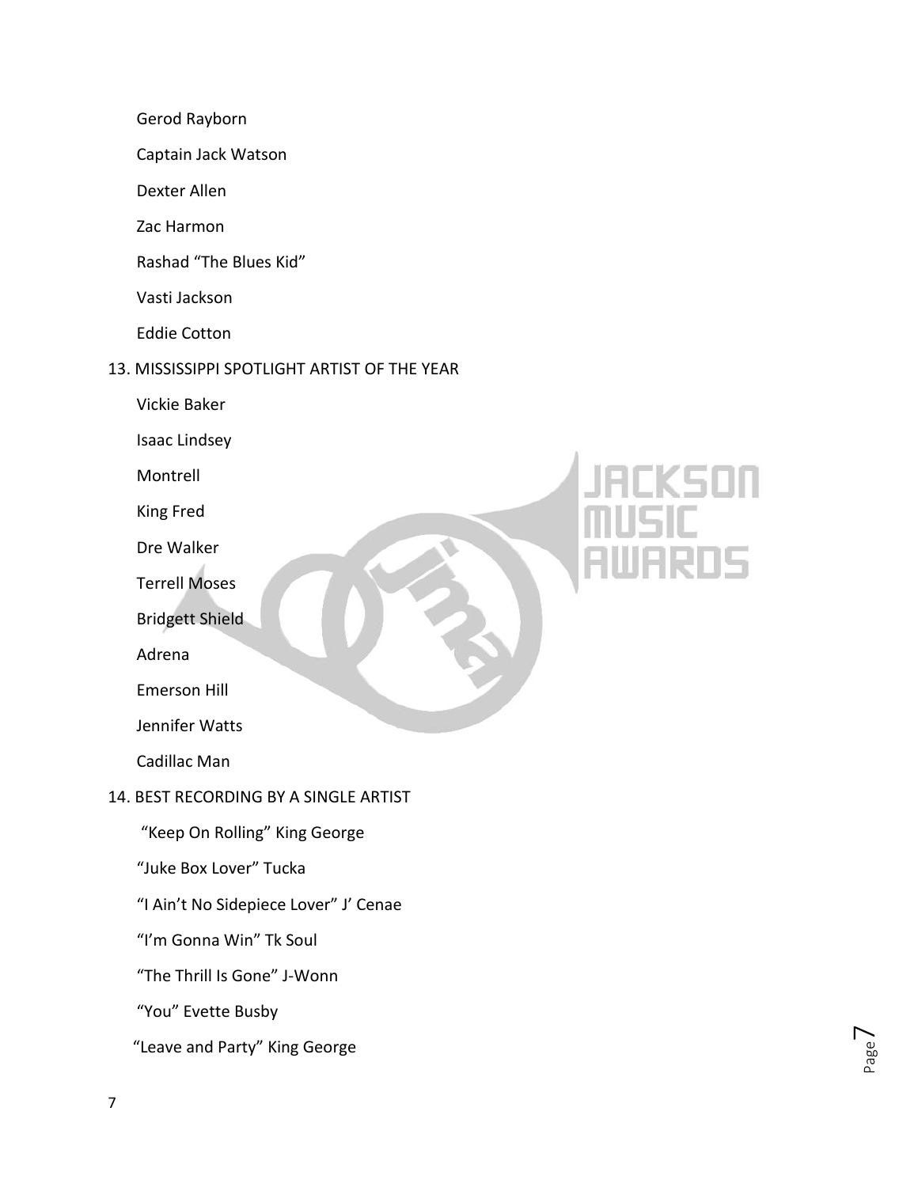Gerod Rayborn

Captain Jack Watson

Dexter Allen

Zac Harmon

Rashad "The Blues Kid"

Vasti Jackson

Eddie Cotton

13. MISSISSIPPI SPOTLIGHT ARTIST OF THE YEAR

Vickie Baker

Isaac Lindsey

Montrell

King Fred

Dre Walker

Terrell Moses

Bridgett Shield

Adrena

Emerson Hill

Jennifer Watts

Cadillac Man

14. BEST RECORDING BY A SINGLE ARTIST

"Keep On Rolling" King George

"Juke Box Lover" Tucka

"I Ain't No Sidepiece Lover" J' Cenae

"I'm Gonna Win" Tk Soul

"The Thrill Is Gone" J-Wonn

"You" Evette Busby

"Leave and Party" King George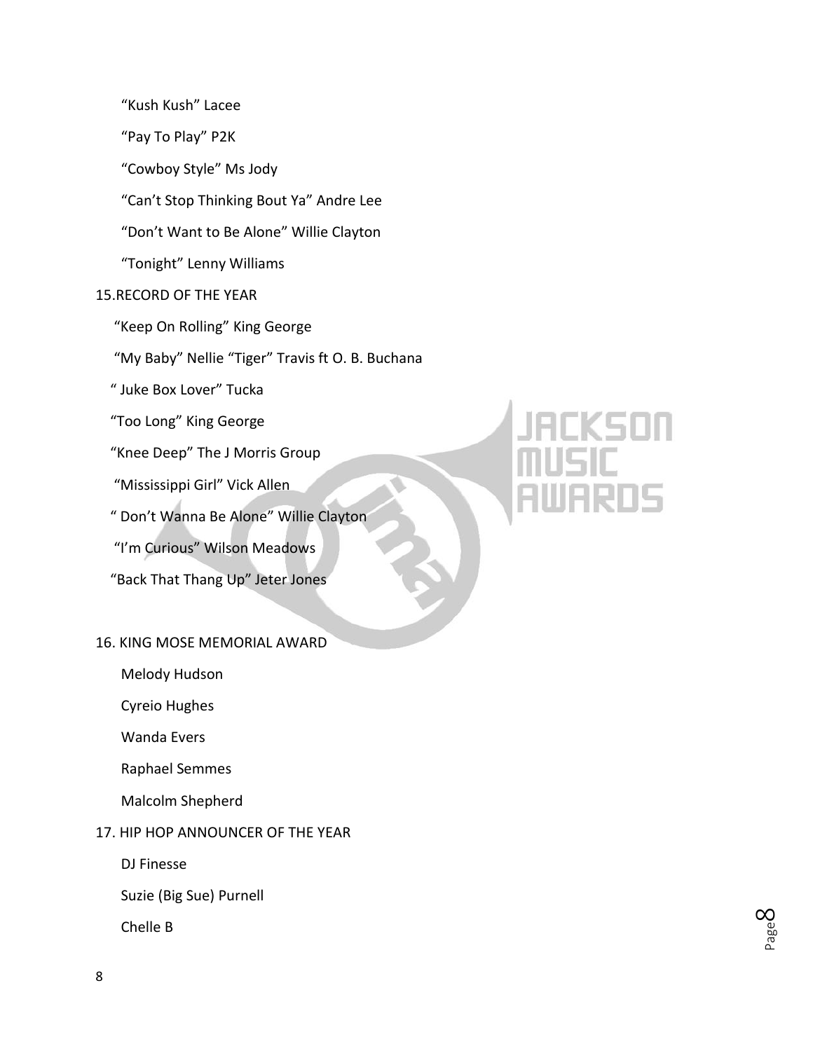"Kush Kush" Lacee

"Pay To Play" P2K

"Cowboy Style" Ms Jody

"Can't Stop Thinking Bout Ya" Andre Lee

"Don't Want to Be Alone" Willie Clayton

"Tonight" Lenny Williams

15.RECORD OF THE YEAR

"Keep On Rolling" King George

"My Baby" Nellie "Tiger" Travis ft O. B. Buchana

" Juke Box Lover" Tucka

"Too Long" King George

"Knee Deep" The J Morris Group

"Mississippi Girl" Vick Allen

" Don't Wanna Be Alone" Willie Clayton

"I'm Curious" Wilson Meadows

"Back That Thang Up" Jeter Jones

16. KING MOSE MEMORIAL AWARD

Melody Hudson

Cyreio Hughes

Wanda Evers

Raphael Semmes

Malcolm Shepherd

17. HIP HOP ANNOUNCER OF THE YEAR

DJ Finesse

Suzie (Big Sue) Purnell

Chelle B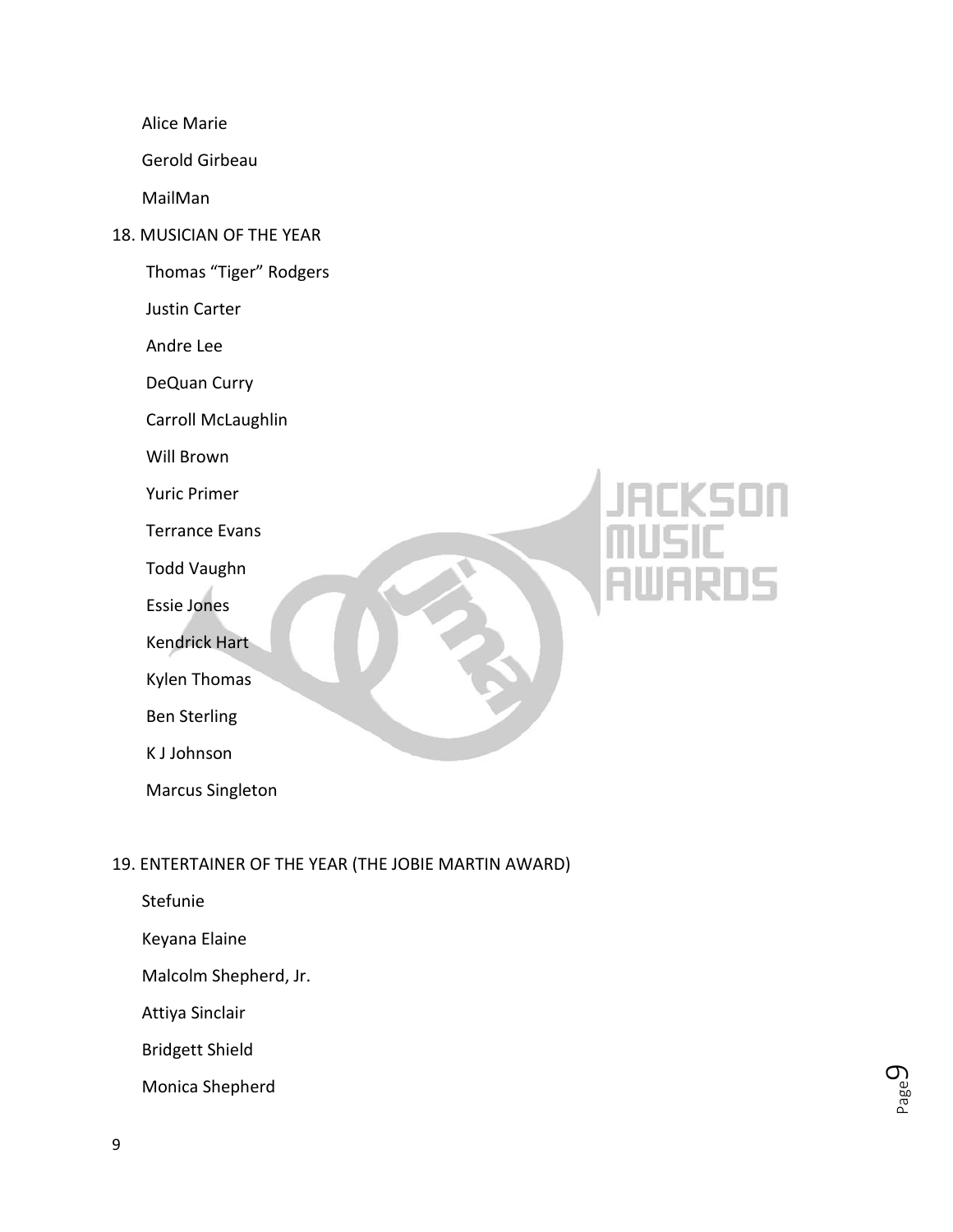Alice Marie

Gerold Girbeau

MailMan

18. MUSICIAN OF THE YEAR

Thomas "Tiger" Rodgers

Justin Carter

Andre Lee

DeQuan Curry

Carroll McLaughlin

Will Brown

Yuric Primer

Terrance Evans

Todd Vaughn

Essie Jones

Kendrick Hart

Kylen Thomas

Ben Sterling

K J Johnson

Marcus Singleton

19. ENTERTAINER OF THE YEAR (THE JOBIE MARTIN AWARD)

Stefunie

Keyana Elaine

Malcolm Shepherd, Jr.

Attiya Sinclair

Bridgett Shield

Monica Shepherd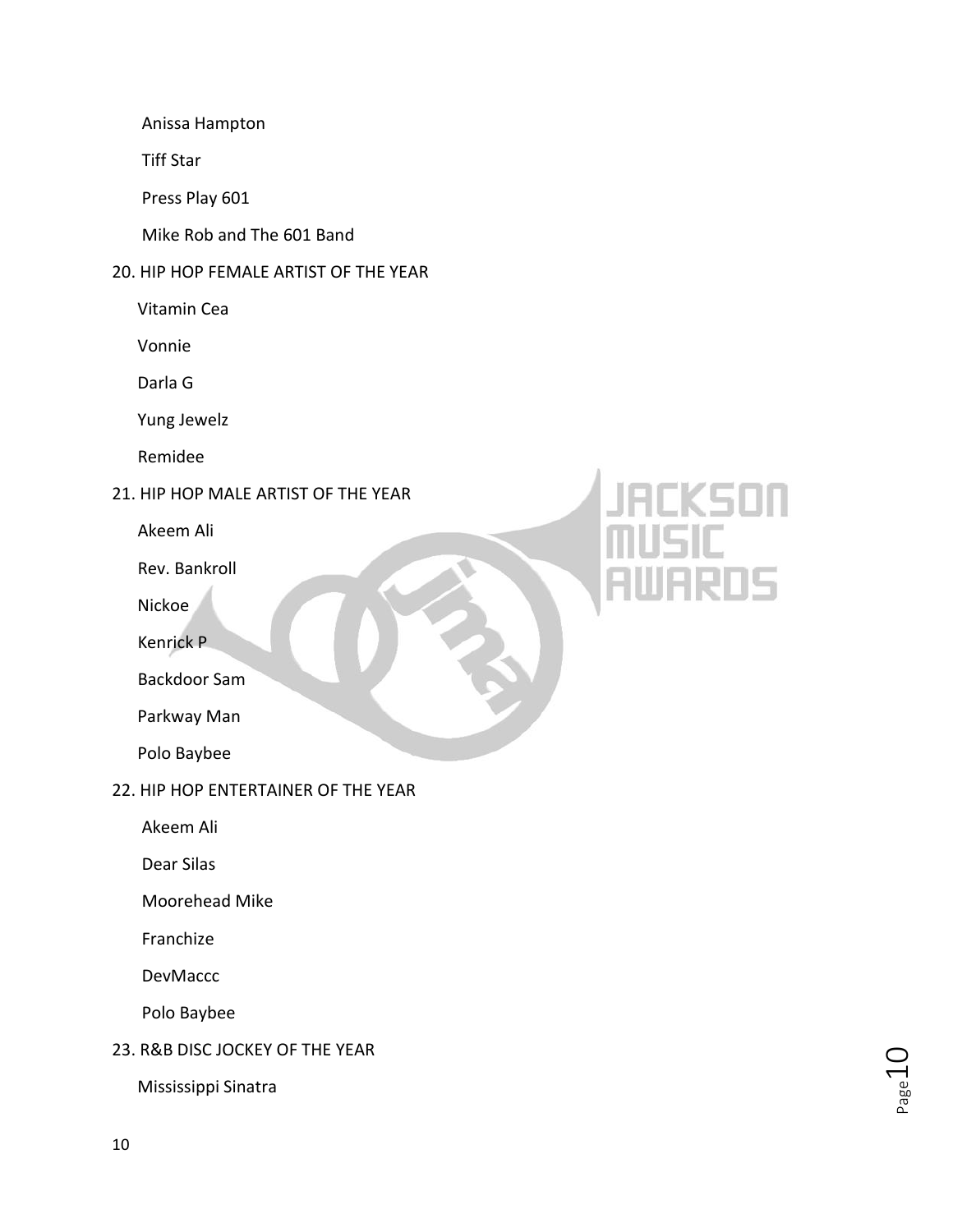Anissa Hampton

Tiff Star

Press Play 601

Mike Rob and The 601 Band

20. HIP HOP FEMALE ARTIST OF THE YEAR

Vitamin Cea

Vonnie

Darla G

Yung Jewelz

Remidee

21. HIP HOP MALE ARTIST OF THE YEAR

Akeem Ali

Rev. Bankroll

Nickoe

Kenrick P

Backdoor Sam

Parkway Man

Polo Baybee

22. HIP HOP ENTERTAINER OF THE YEAR

Akeem Ali

Dear Silas

Moorehead Mike

Franchize

DevMaccc

Polo Baybee

23. R&B DISC JOCKEY OF THE YEAR

Mississippi Sinatra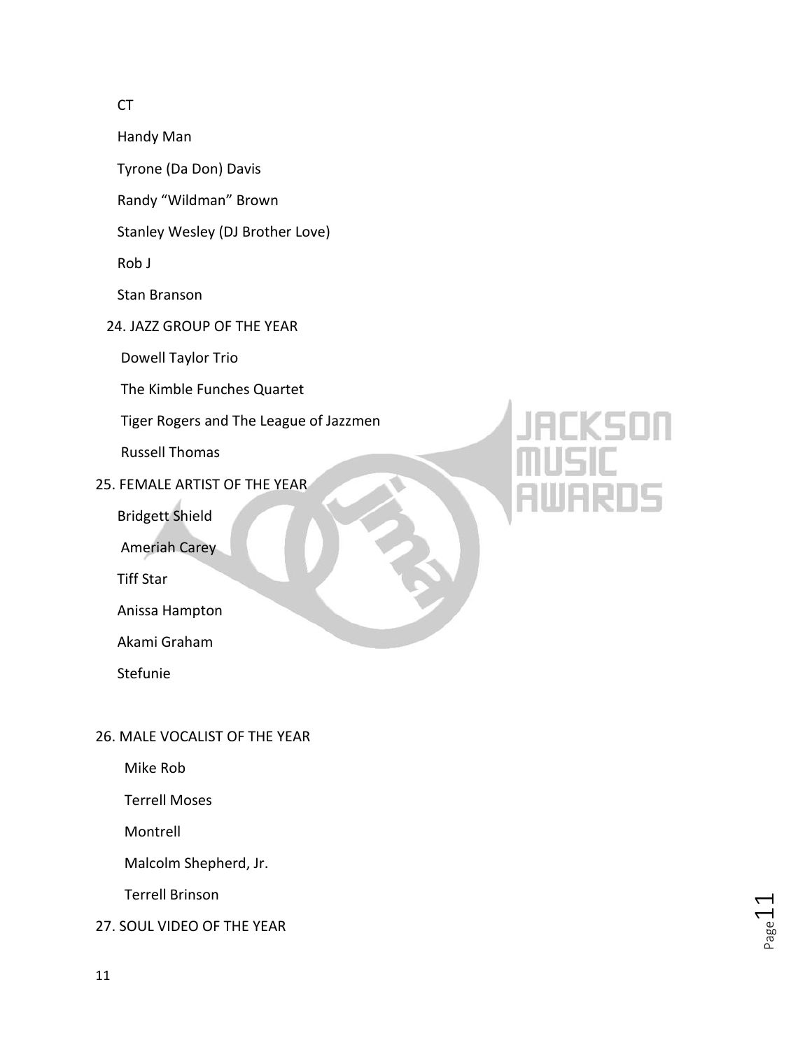CT

Handy Man

Tyrone (Da Don) Davis

Randy “Wildman” Brown

Stanley Wesley (DJ Brother Love)

Rob J

Stan Branson

24. JAZZ GROUP OF THE YEAR

Dowell Taylor Trio

The Kimble Funches Quartet

Tiger Rogers and The League of Jazzmen

Russell Thomas

25. FEMALE ARTIST OF THE YEAR

Bridgett Shield

Ameriah Carey

Tiff Star

Anissa Hampton

Akami Graham

Stefunie

26. MALE VOCALIST OF THE YEAR

Mike Rob

Terrell Moses

Montrell

Malcolm Shepherd, Jr.

Terrell Brinson

27. SOUL VIDEO OF THE YEAR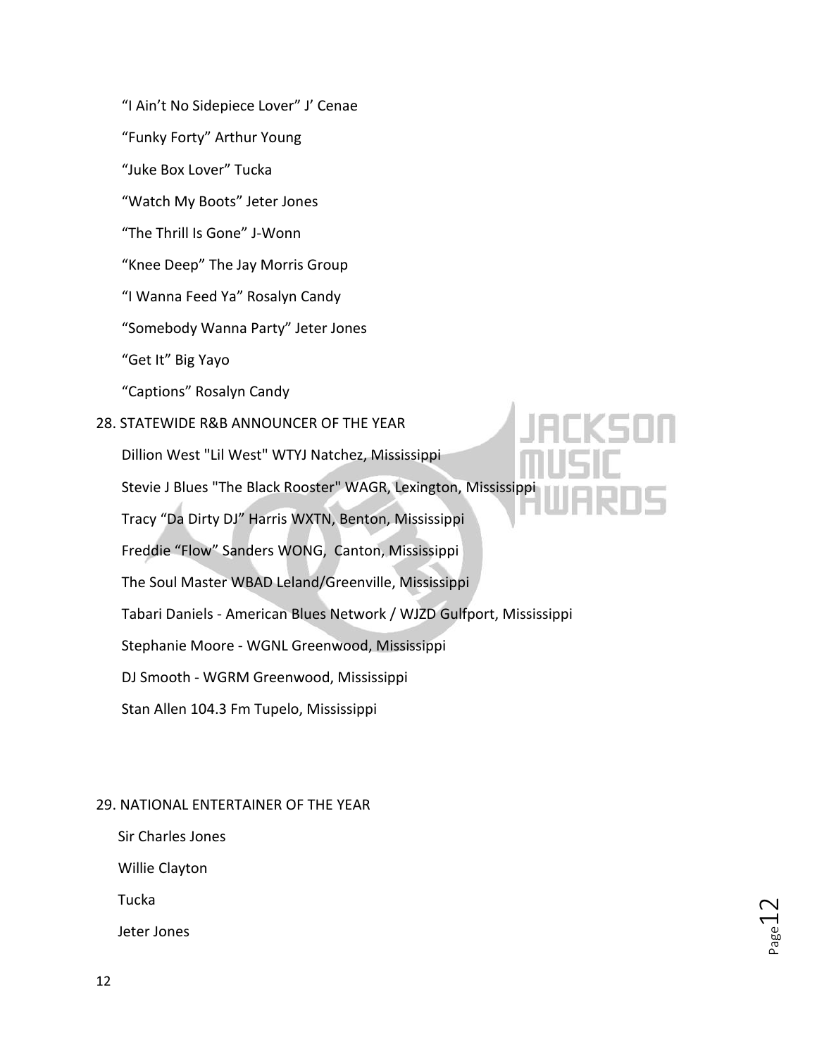“I Ain’t No Sidepiece Lover” J’ Cenae

“Funky Forty” Arthur Young

“Juke Box Lover” Tucka

“Watch My Boots” Jeter Jones

“The Thrill Is Gone” J-Wonn

“Knee Deep” The Jay Morris Group

“I Wanna Feed Ya” Rosalyn Candy

“Somebody Wanna Party” Jeter Jones

“Get It” Big Yayo

“Captions” Rosalyn Candy

28. STATEWIDE R&B ANNOUNCER OF THE YEAR

Dillion West "Lil West" WTYJ Natchez, Mississippi

Stevie J Blues "The Black Rooster" WAGR, Lexington, Mississippi

Tracy “Da Dirty DJ” Harris WXTN, Benton, Mississippi

Freddie “Flow” Sanders WONG, Canton, Mississippi

The Soul Master WBAD Leland/Greenville, Mississippi

Tabari Daniels - American Blues Network / WJZD Gulfport, Mississippi

Stephanie Moore - WGNL Greenwood, Mississippi

DJ Smooth - WGRM Greenwood, Mississippi

Stan Allen 104.3 Fm Tupelo, Mississippi

29. NATIONAL ENTERTAINER OF THE YEAR

Sir Charles Jones

Willie Clayton

Tucka

Jeter Jones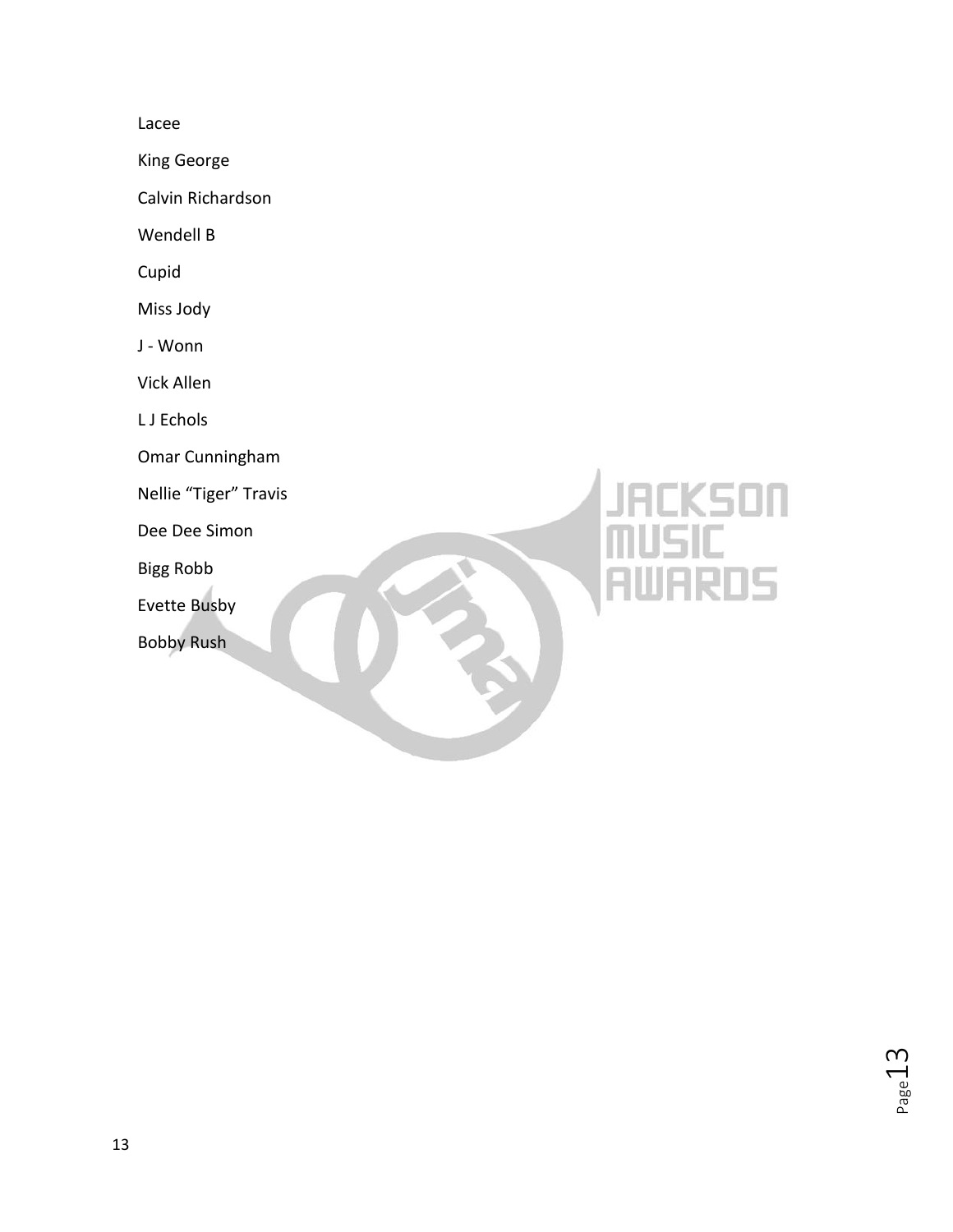Lacee

King George

Calvin Richardson

Wendell B

Cupid

Miss Jody

J - Wonn

Vick Allen

L J Echols

Omar Cunningham

Nellie “Tiger” Travis

Dee Dee Simon

Bigg Robb

Evette Busby

Bobby Rush